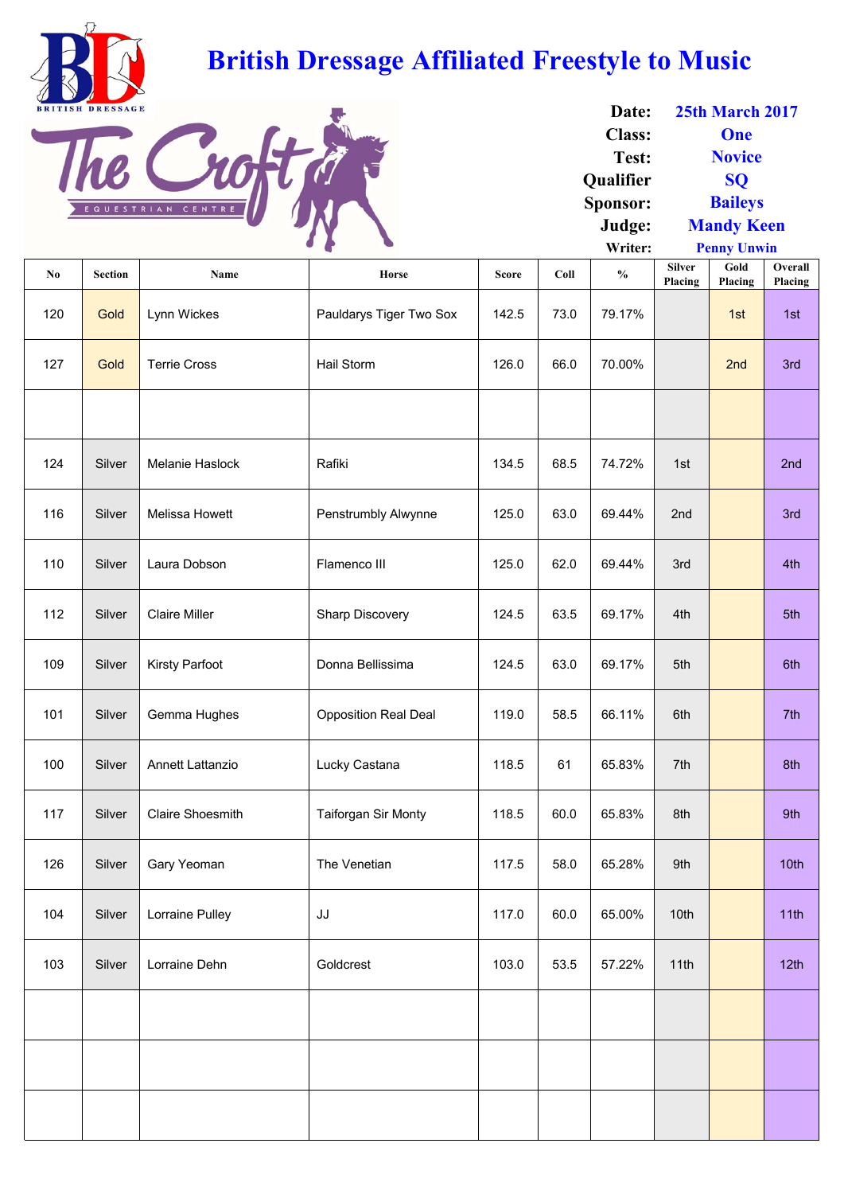# British Dressage Affiliated Freestyle to Music

The Croft
EQUESTRIAN CENTRE

**Date:** 25th March 2017
**Class:** One
**Test:** Novice
**Qualifier** SQ
**Sponsor:** Baileys
**Judge:** Mandy Keen
**Writer:** Penny Unwin

| No | Section | Name | Horse | Score | Coll | % | Silver Placing | Gold Placing | Overall Placing |
|---|---|---|---|---|---|---|---|---|---|
| 120 | Gold | Lynn Wickes | Pauldarys Tiger Two Sox | 142.5 | 73.0 | 79.17% | | 1st | 1st |
| 127 | Gold | Terrie Cross | Hail Storm | 126.0 | 66.0 | 70.00% | | 2nd | 3rd |
| | | | | | | | | | |
| 124 | Silver | Melanie Haslock | Rafiki | 134.5 | 68.5 | 74.72% | 1st | | 2nd |
| 116 | Silver | Melissa Howett | Penstrumbly Alwynne | 125.0 | 63.0 | 69.44% | 2nd | | 3rd |
| 110 | Silver | Laura Dobson | Flamenco III | 125.0 | 62.0 | 69.44% | 3rd | | 4th |
| 112 | Silver | Claire Miller | Sharp Discovery | 124.5 | 63.5 | 69.17% | 4th | | 5th |
| 109 | Silver | Kirsty Parfoot | Donna Bellissima | 124.5 | 63.0 | 69.17% | 5th | | 6th |
| 101 | Silver | Gemma Hughes | Opposition Real Deal | 119.0 | 58.5 | 66.11% | 6th | | 7th |
| 100 | Silver | Annett Lattanzio | Lucky Castana | 118.5 | 61 | 65.83% | 7th | | 8th |
| 117 | Silver | Claire Shoesmith | Taiforgan Sir Monty | 118.5 | 60.0 | 65.83% | 8th | | 9th |
| 126 | Silver | Gary Yeoman | The Venetian | 117.5 | 58.0 | 65.28% | 9th | | 10th |
| 104 | Silver | Lorraine Pulley | JJ | 117.0 | 60.0 | 65.00% | 10th | | 11th |
| 103 | Silver | Lorraine Dehn | Goldcrest | 103.0 | 53.5 | 57.22% | 11th | | 12th |
| | | | | | | | | | |
| | | | | | | | | | |
| | | | | | | | | | |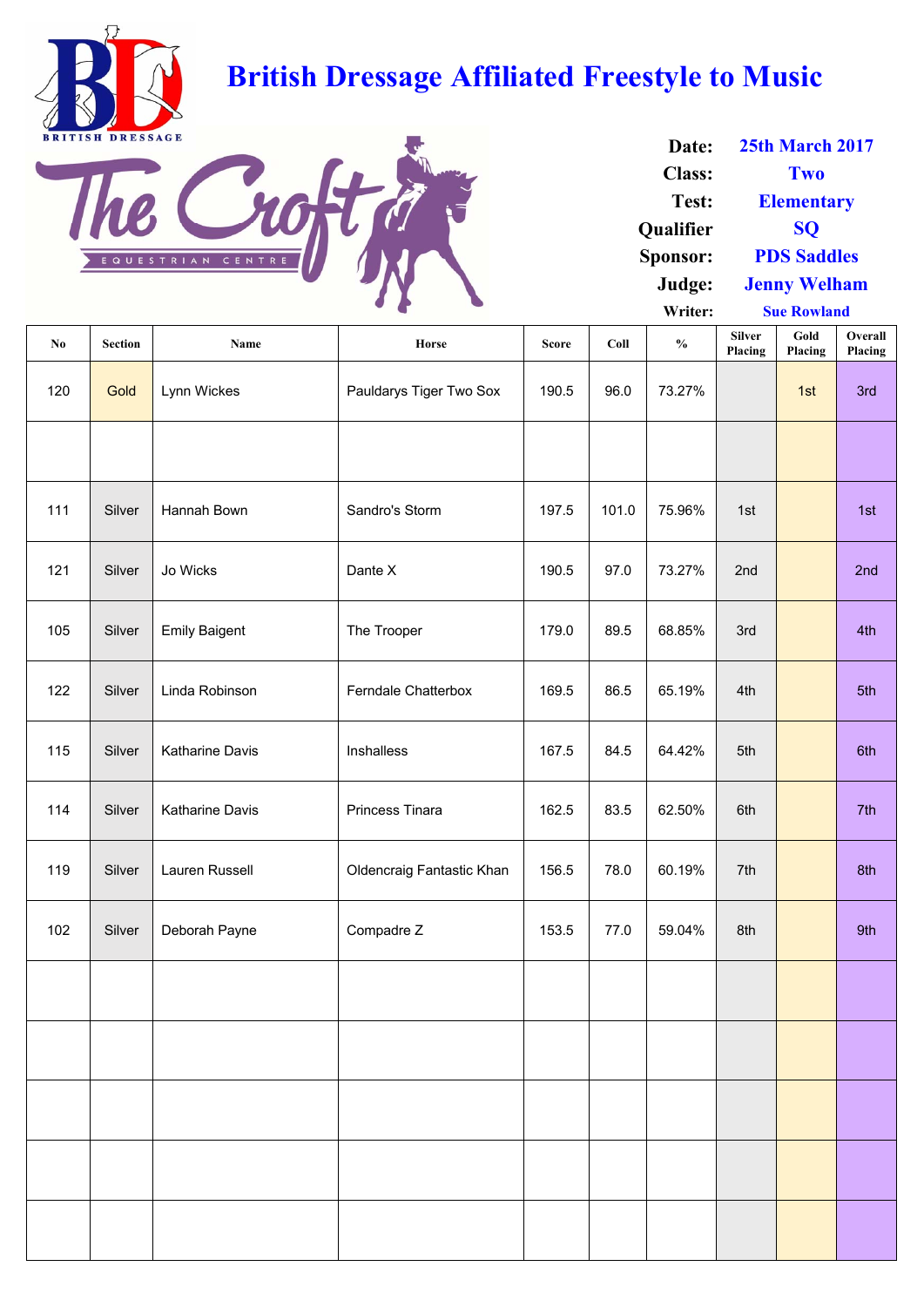# British Dressage Affiliated Freestyle to Music

**Date:** 25th March 2017
**Class:** Two
**Test:** Elementary
**Qualifier:** SQ
**Sponsor:** PDS Saddles
**Judge:** Jenny Welham
**Writer:** Sue Rowland

| No | Section | Name | Horse | Score | Coll | % | Silver Placing | Gold Placing | Overall Placing |
|---|---|---|---|---|---|---|---|---|---|
| 120 | Gold | Lynn Wickes | Pauldarys Tiger Two Sox | 190.5 | 96.0 | 73.27% | | 1st | 3rd |
| | | | | | | | | | |
| 111 | Silver | Hannah Bown | Sandro's Storm | 197.5 | 101.0 | 75.96% | 1st | | 1st |
| 121 | Silver | Jo Wicks | Dante X | 190.5 | 97.0 | 73.27% | 2nd | | 2nd |
| 105 | Silver | Emily Baigent | The Trooper | 179.0 | 89.5 | 68.85% | 3rd | | 4th |
| 122 | Silver | Linda Robinson | Ferndale Chatterbox | 169.5 | 86.5 | 65.19% | 4th | | 5th |
| 115 | Silver | Katharine Davis | Inshalless | 167.5 | 84.5 | 64.42% | 5th | | 6th |
| 114 | Silver | Katharine Davis | Princess Tinara | 162.5 | 83.5 | 62.50% | 6th | | 7th |
| 119 | Silver | Lauren Russell | Oldencraig Fantastic Khan | 156.5 | 78.0 | 60.19% | 7th | | 8th |
| 102 | Silver | Deborah Payne | Compadre Z | 153.5 | 77.0 | 59.04% | 8th | | 9th |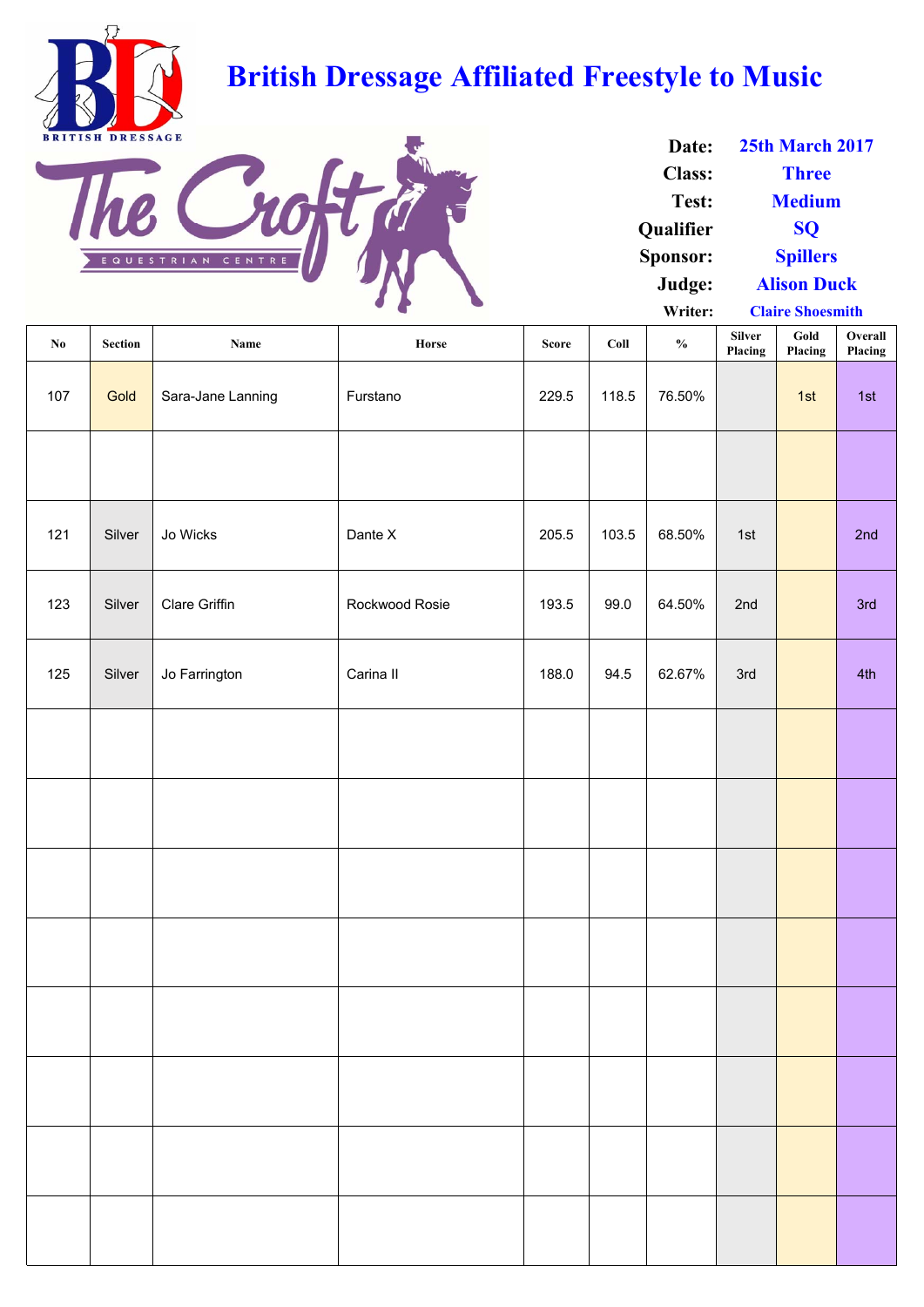# British Dressage Affiliated Freestyle to Music

The Croft Equestrian Centre

**Date:** 25th March 2017
**Class:** Three
**Test:** Medium
**Qualifier:** SQ
**Sponsor:** Spillers
**Judge:** Alison Duck
**Writer:** Claire Shoesmith

| No | Section | Name | Horse | Score | Coll | % | Silver Placing | Gold Placing | Overall Placing |
|---|---|---|---|---|---|---|---|---|---|
| 107 | Gold | Sara-Jane Lanning | Furstano | 229.5 | 118.5 | 76.50% | | 1st | 1st |
| | | | | | | | | | |
| 121 | Silver | Jo Wicks | Dante X | 205.5 | 103.5 | 68.50% | 1st | | 2nd |
| 123 | Silver | Clare Griffin | Rockwood Rosie | 193.5 | 99.0 | 64.50% | 2nd | | 3rd |
| 125 | Silver | Jo Farrington | Carina II | 188.0 | 94.5 | 62.67% | 3rd | | 4th |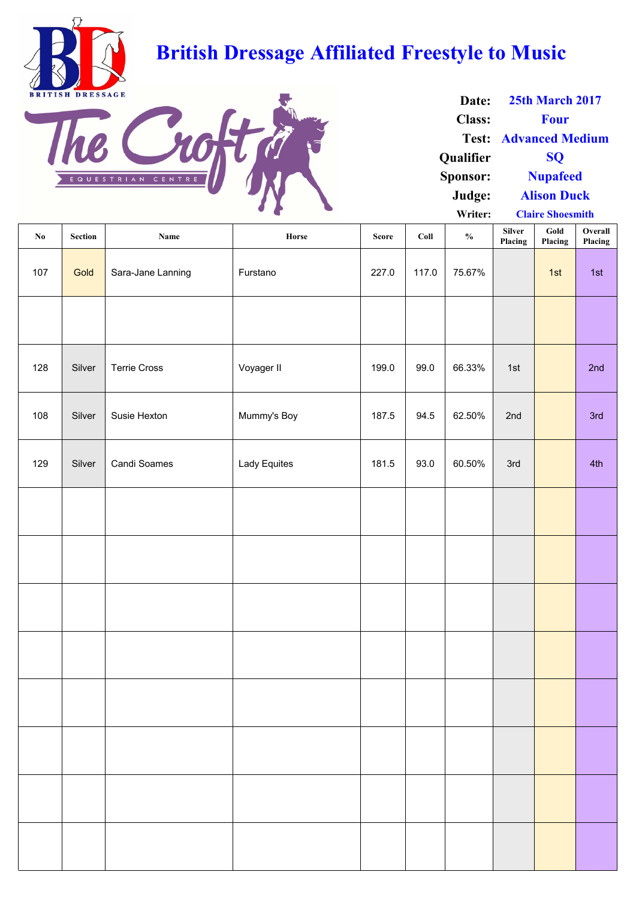# British Dressage Affiliated Freestyle to Music

BRITISH DRESSAGE

The Croft EQUESTRIAN CENTRE

**Date:** 25th March 2017
**Class:** Four
**Test:** Advanced Medium
**Qualifier** SQ
**Sponsor:** Nupafeed
**Judge:** Alison Duck
**Writer:** Claire Shoesmith

| No | Section | Name | Horse | Score | Coll | % | Silver Placing | Gold Placing | Overall Placing |
|---|---|---|---|---|---|---|---|---|---|
| 107 | Gold | Sara-Jane Lanning | Furstano | 227.0 | 117.0 | 75.67% | | 1st | 1st |
| | | | | | | | | | |
| 128 | Silver | Terrie Cross | Voyager II | 199.0 | 99.0 | 66.33% | 1st | | 2nd |
| 108 | Silver | Susie Hexton | Mummy's Boy | 187.5 | 94.5 | 62.50% | 2nd | | 3rd |
| 129 | Silver | Candi Soames | Lady Equites | 181.5 | 93.0 | 60.50% | 3rd | | 4th |
| | | | | | | | | | |
| | | | | | | | | | |
| | | | | | | | | | |
| | | | | | | | | | |
| | | | | | | | | | |
| | | | | | | | | | |
| | | | | | | | | | |
| | | | | | | | | | |